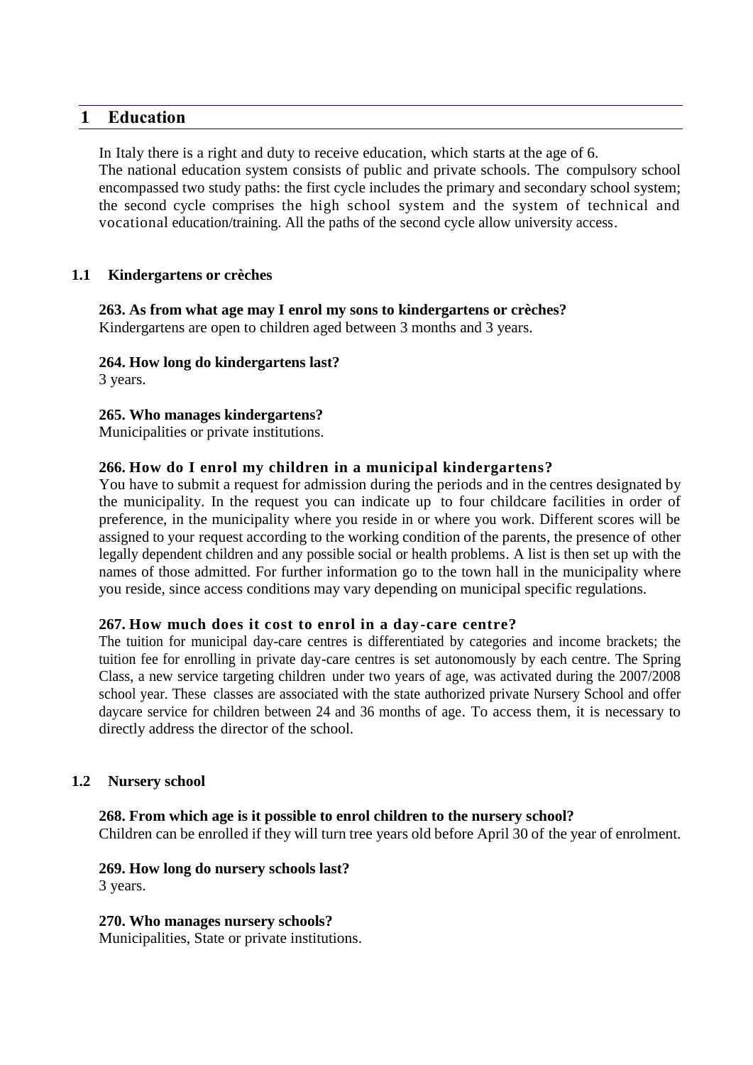# 1 Education

In Italy there is a right and duty to receive education, which starts at the age of 6.
The national education system consists of public and private schools. The compulsory school encompassed two study paths: the first cycle includes the primary and secondary school system; the second cycle comprises the high school system and the system of technical and vocational education/training. All the paths of the second cycle allow university access.

## 1.1 Kindergartens or crèches

**263. As from what age may I enrol my sons to kindergartens or crèches?**
Kindergartens are open to children aged between 3 months and 3 years.

**264. How long do kindergartens last?**
3 years.

**265. Who manages kindergartens?**
Municipalities or private institutions.

**266. How do I enrol my children in a municipal kindergartens?**
You have to submit a request for admission during the periods and in the centres designated by the municipality. In the request you can indicate up to four childcare facilities in order of preference, in the municipality where you reside in or where you work. Different scores will be assigned to your request according to the working condition of the parents, the presence of other legally dependent children and any possible social or health problems. A list is then set up with the names of those admitted. For further information go to the town hall in the municipality where you reside, since access conditions may vary depending on municipal specific regulations.

**267. How much does it cost to enrol in a day-care centre?**
The tuition for municipal day-care centres is differentiated by categories and income brackets; the tuition fee for enrolling in private day-care centres is set autonomously by each centre. The Spring Class, a new service targeting children under two years of age, was activated during the 2007/2008 school year. These classes are associated with the state authorized private Nursery School and offer daycare service for children between 24 and 36 months of age. To access them, it is necessary to directly address the director of the school.

## 1.2 Nursery school

**268. From which age is it possible to enrol children to the nursery school?**
Children can be enrolled if they will turn tree years old before April 30 of the year of enrolment.

**269. How long do nursery schools last?**
3 years.

**270. Who manages nursery schools?**
Municipalities, State or private institutions.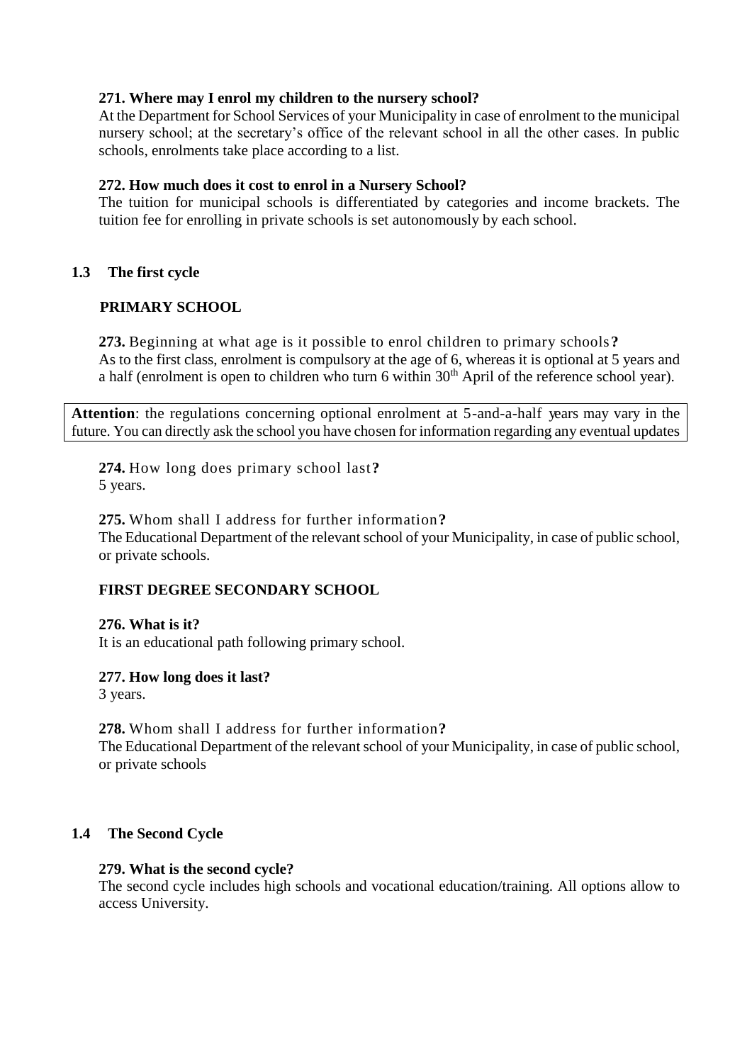**271. Where may I enrol my children to the nursery school?**
At the Department for School Services of your Municipality in case of enrolment to the municipal nursery school; at the secretary's office of the relevant school in all the other cases. In public schools, enrolments take place according to a list.

**272. How much does it cost to enrol in a Nursery School?**
The tuition for municipal schools is differentiated by categories and income brackets. The tuition fee for enrolling in private schools is set autonomously by each school.

## 1.3 The first cycle

### PRIMARY SCHOOL

**273.** Beginning at what age is it possible to enrol children to primary schools**?**
As to the first class, enrolment is compulsory at the age of 6, whereas it is optional at 5 years and a half (enrolment is open to children who turn 6 within 30th April of the reference school year).

**Attention**: the regulations concerning optional enrolment at 5-and-a-half years may vary in the future. You can directly ask the school you have chosen for information regarding any eventual updates

**274.** How long does primary school last**?**
5 years.

**275.** Whom shall I address for further information**?**
The Educational Department of the relevant school of your Municipality, in case of public school, or private schools.

### FIRST DEGREE SECONDARY SCHOOL

**276. What is it?**
It is an educational path following primary school.

**277. How long does it last?**
3 years.

**278.** Whom shall I address for further information**?**
The Educational Department of the relevant school of your Municipality, in case of public school, or private schools

## 1.4 The Second Cycle

**279. What is the second cycle?**
The second cycle includes high schools and vocational education/training. All options allow to access University.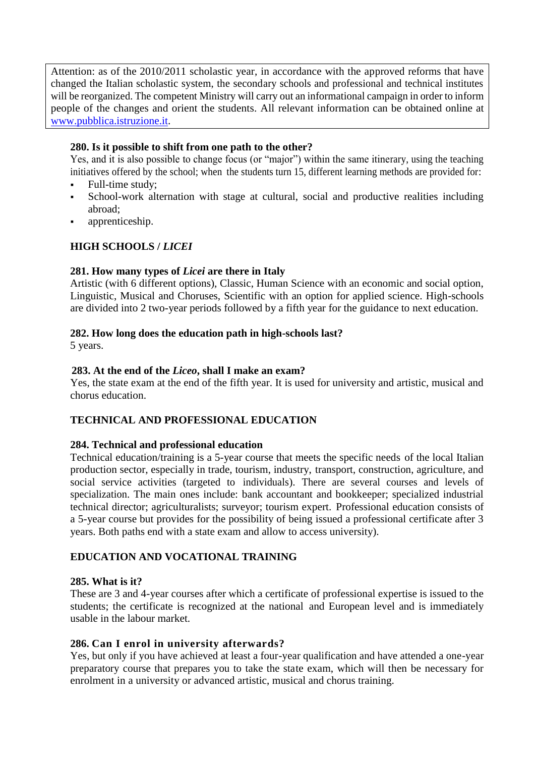Attention: as of the 2010/2011 scholastic year, in accordance with the approved reforms that have changed the Italian scholastic system, the secondary schools and professional and technical institutes will be reorganized. The competent Ministry will carry out an informational campaign in order to inform people of the changes and orient the students. All relevant information can be obtained online at [www.pubblica.istruzione.it](http://www.pubblica.istruzione.it).

**280. Is it possible to shift from one path to the other?**

Yes, and it is also possible to change focus (or "major") within the same itinerary, using the teaching initiatives offered by the school; when the students turn 15, different learning methods are provided for:

- Full-time study;
- School-work alternation with stage at cultural, social and productive realities including abroad;
- apprenticeship.

## HIGH SCHOOLS / *LICEI*

**281. How many types of *Licei* are there in Italy**

Artistic (with 6 different options), Classic, Human Science with an economic and social option, Linguistic, Musical and Choruses, Scientific with an option for applied science. High-schools are divided into 2 two-year periods followed by a fifth year for the guidance to next education.

**282. How long does the education path in high-schools last?**

5 years.

**283. At the end of the *Liceo*, shall I make an exam?**

Yes, the state exam at the end of the fifth year. It is used for university and artistic, musical and chorus education.

## TECHNICAL AND PROFESSIONAL EDUCATION

**284. Technical and professional education**

Technical education/training is a 5-year course that meets the specific needs of the local Italian production sector, especially in trade, tourism, industry, transport, construction, agriculture, and social service activities (targeted to individuals). There are several courses and levels of specialization. The main ones include: bank accountant and bookkeeper; specialized industrial technical director; agriculturalists; surveyor; tourism expert. Professional education consists of a 5-year course but provides for the possibility of being issued a professional certificate after 3 years. Both paths end with a state exam and allow to access university).

## EDUCATION AND VOCATIONAL TRAINING

**285. What is it?**

These are 3 and 4-year courses after which a certificate of professional expertise is issued to the students; the certificate is recognized at the national and European level and is immediately usable in the labour market.

**286. Can I enrol in university afterwards?**

Yes, but only if you have achieved at least a four-year qualification and have attended a one-year preparatory course that prepares you to take the state exam, which will then be necessary for enrolment in a university or advanced artistic, musical and chorus training.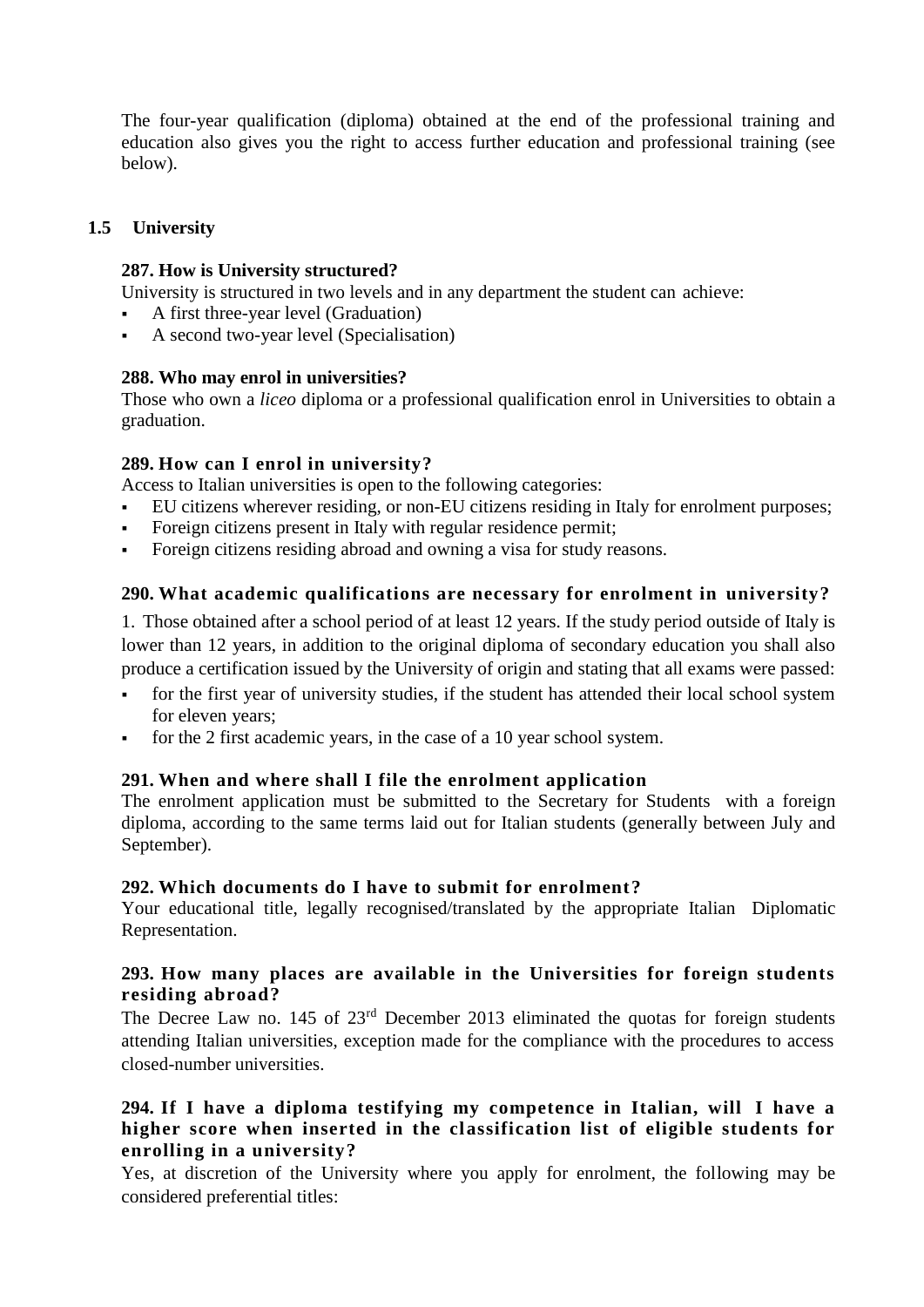The four-year qualification (diploma) obtained at the end of the professional training and education also gives you the right to access further education and professional training (see below).

## 1.5 University

### 287. How is University structured?

University is structured in two levels and in any department the student can achieve:

- A first three-year level (Graduation)
- A second two-year level (Specialisation)

### 288. Who may enrol in universities?

Those who own a *liceo* diploma or a professional qualification enrol in Universities to obtain a graduation.

### 289. How can I enrol in university?

Access to Italian universities is open to the following categories:

- EU citizens wherever residing, or non-EU citizens residing in Italy for enrolment purposes;
- Foreign citizens present in Italy with regular residence permit;
- Foreign citizens residing abroad and owning a visa for study reasons.

### 290. What academic qualifications are necessary for enrolment in university?

1. Those obtained after a school period of at least 12 years. If the study period outside of Italy is lower than 12 years, in addition to the original diploma of secondary education you shall also produce a certification issued by the University of origin and stating that all exams were passed:

- for the first year of university studies, if the student has attended their local school system for eleven years;
- for the 2 first academic years, in the case of a 10 year school system.

### 291. When and where shall I file the enrolment application

The enrolment application must be submitted to the Secretary for Students with a foreign diploma, according to the same terms laid out for Italian students (generally between July and September).

### 292. Which documents do I have to submit for enrolment?

Your educational title, legally recognised/translated by the appropriate Italian Diplomatic Representation.

### 293. How many places are available in the Universities for foreign students residing abroad?

The Decree Law no. 145 of 23rd December 2013 eliminated the quotas for foreign students attending Italian universities, exception made for the compliance with the procedures to access closed-number universities.

### 294. If I have a diploma testifying my competence in Italian, will I have a higher score when inserted in the classification list of eligible students for enrolling in a university?

Yes, at discretion of the University where you apply for enrolment, the following may be considered preferential titles: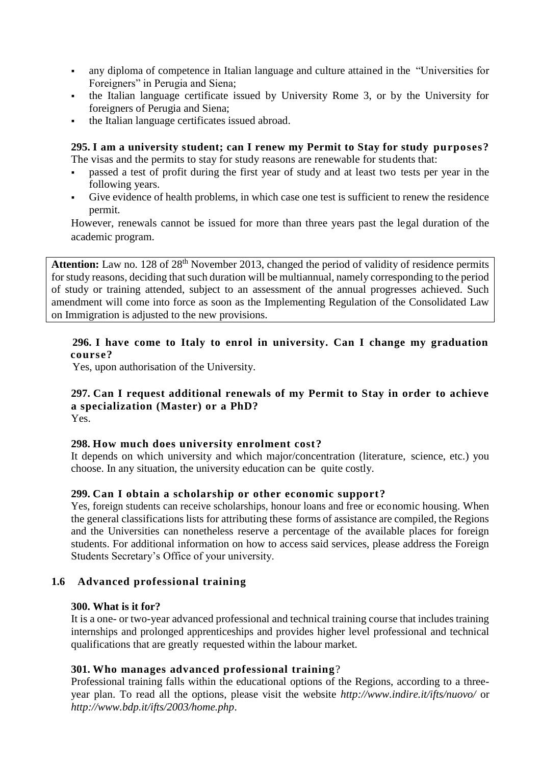- any diploma of competence in Italian language and culture attained in the "Universities for Foreigners" in Perugia and Siena;
- the Italian language certificate issued by University Rome 3, or by the University for foreigners of Perugia and Siena;
- the Italian language certificates issued abroad.

**295. I am a university student; can I renew my Permit to Stay for study purposes?**

The visas and the permits to stay for study reasons are renewable for students that:

- passed a test of profit during the first year of study and at least two tests per year in the following years.
- Give evidence of health problems, in which case one test is sufficient to renew the residence permit.

However, renewals cannot be issued for more than three years past the legal duration of the academic program.

> **Attention:** Law no. 128 of 28th November 2013, changed the period of validity of residence permits for study reasons, deciding that such duration will be multiannual, namely corresponding to the period of study or training attended, subject to an assessment of the annual progresses achieved. Such amendment will come into force as soon as the Implementing Regulation of the Consolidated Law on Immigration is adjusted to the new provisions.

**296. I have come to Italy to enrol in university. Can I change my graduation course?**

Yes, upon authorisation of the University.

**297. Can I request additional renewals of my Permit to Stay in order to achieve a specialization (Master) or a PhD?**

Yes.

**298. How much does university enrolment cost?**

It depends on which university and which major/concentration (literature, science, etc.) you choose. In any situation, the university education can be quite costly.

**299. Can I obtain a scholarship or other economic support?**

Yes, foreign students can receive scholarships, honour loans and free or economic housing. When the general classifications lists for attributing these forms of assistance are compiled, the Regions and the Universities can nonetheless reserve a percentage of the available places for foreign students. For additional information on how to access said services, please address the Foreign Students Secretary's Office of your university.

## 1.6 Advanced professional training

**300. What is it for?**

It is a one- or two-year advanced professional and technical training course that includes training internships and prolonged apprenticeships and provides higher level professional and technical qualifications that are greatly requested within the labour market.

**301. Who manages advanced professional training?**

Professional training falls within the educational options of the Regions, according to a three-year plan. To read all the options, please visit the website *http://www.indire.it/ifts/nuovo/* or *http://www.bdp.it/ifts/2003/home.php*.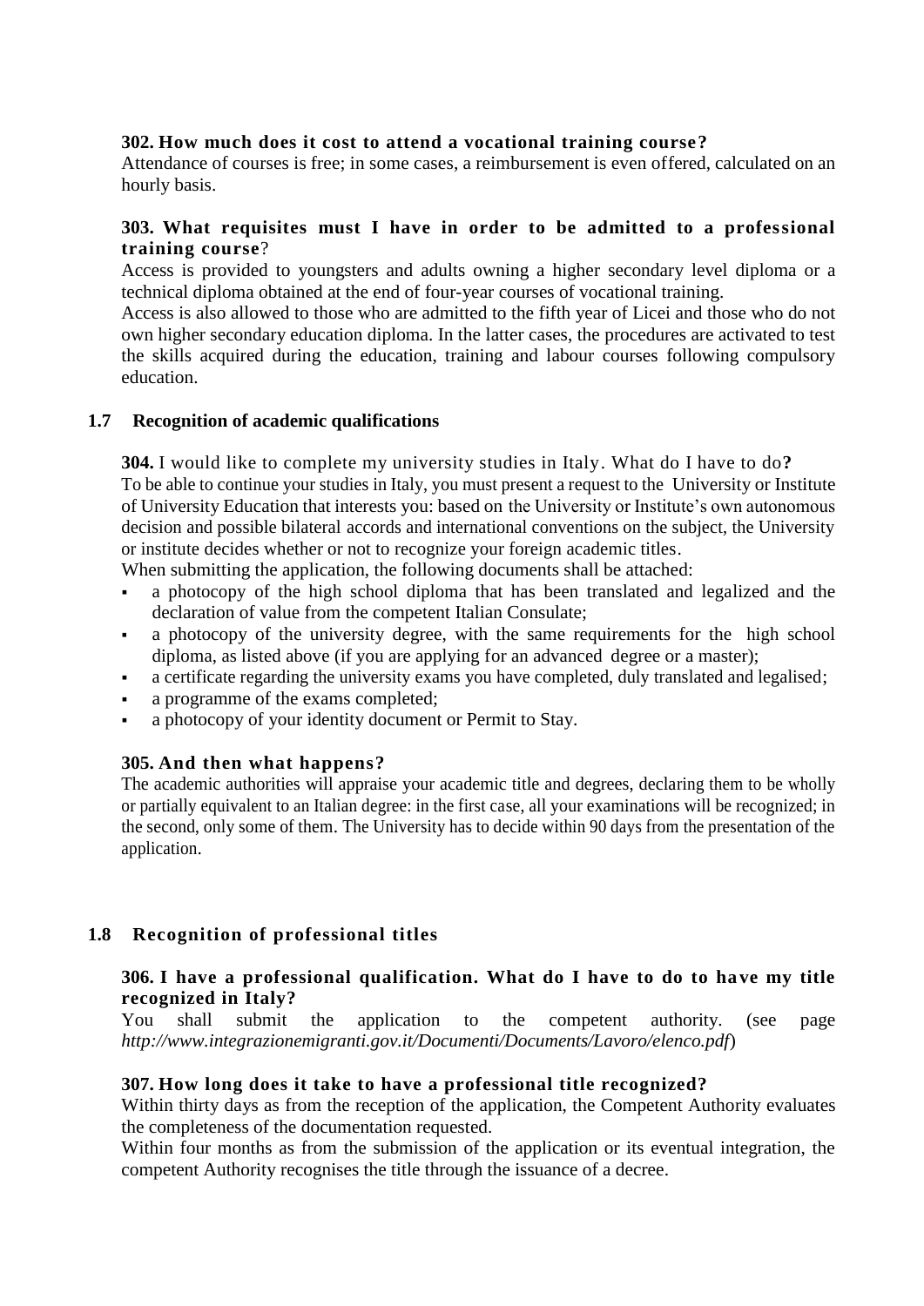**302. How much does it cost to attend a vocational training course?**
Attendance of courses is free; in some cases, a reimbursement is even offered, calculated on an hourly basis.

**303. What requisites must I have in order to be admitted to a professional training course?**
Access is provided to youngsters and adults owning a higher secondary level diploma or a technical diploma obtained at the end of four-year courses of vocational training.
Access is also allowed to those who are admitted to the fifth year of Licei and those who do not own higher secondary education diploma. In the latter cases, the procedures are activated to test the skills acquired during the education, training and labour courses following compulsory education.

## 1.7 Recognition of academic qualifications

**304.** I would like to complete my university studies in Italy. What do I have to do**?**
To be able to continue your studies in Italy, you must present a request to the University or Institute of University Education that interests you: based on the University or Institute's own autonomous decision and possible bilateral accords and international conventions on the subject, the University or institute decides whether or not to recognize your foreign academic titles.
When submitting the application, the following documents shall be attached:

- a photocopy of the high school diploma that has been translated and legalized and the declaration of value from the competent Italian Consulate;
- a photocopy of the university degree, with the same requirements for the high school diploma, as listed above (if you are applying for an advanced degree or a master);
- a certificate regarding the university exams you have completed, duly translated and legalised;
- a programme of the exams completed;
- a photocopy of your identity document or Permit to Stay.

**305. And then what happens?**
The academic authorities will appraise your academic title and degrees, declaring them to be wholly or partially equivalent to an Italian degree: in the first case, all your examinations will be recognized; in the second, only some of them. The University has to decide within 90 days from the presentation of the application.

## 1.8 Recognition of professional titles

**306. I have a professional qualification. What do I have to do to have my title recognized in Italy?**
You shall submit the application to the competent authority. (see page *http://www.integrazionemigranti.gov.it/Documenti/Documents/Lavoro/elenco.pdf*)

**307. How long does it take to have a professional title recognized?**
Within thirty days as from the reception of the application, the Competent Authority evaluates the completeness of the documentation requested.
Within four months as from the submission of the application or its eventual integration, the competent Authority recognises the title through the issuance of a decree.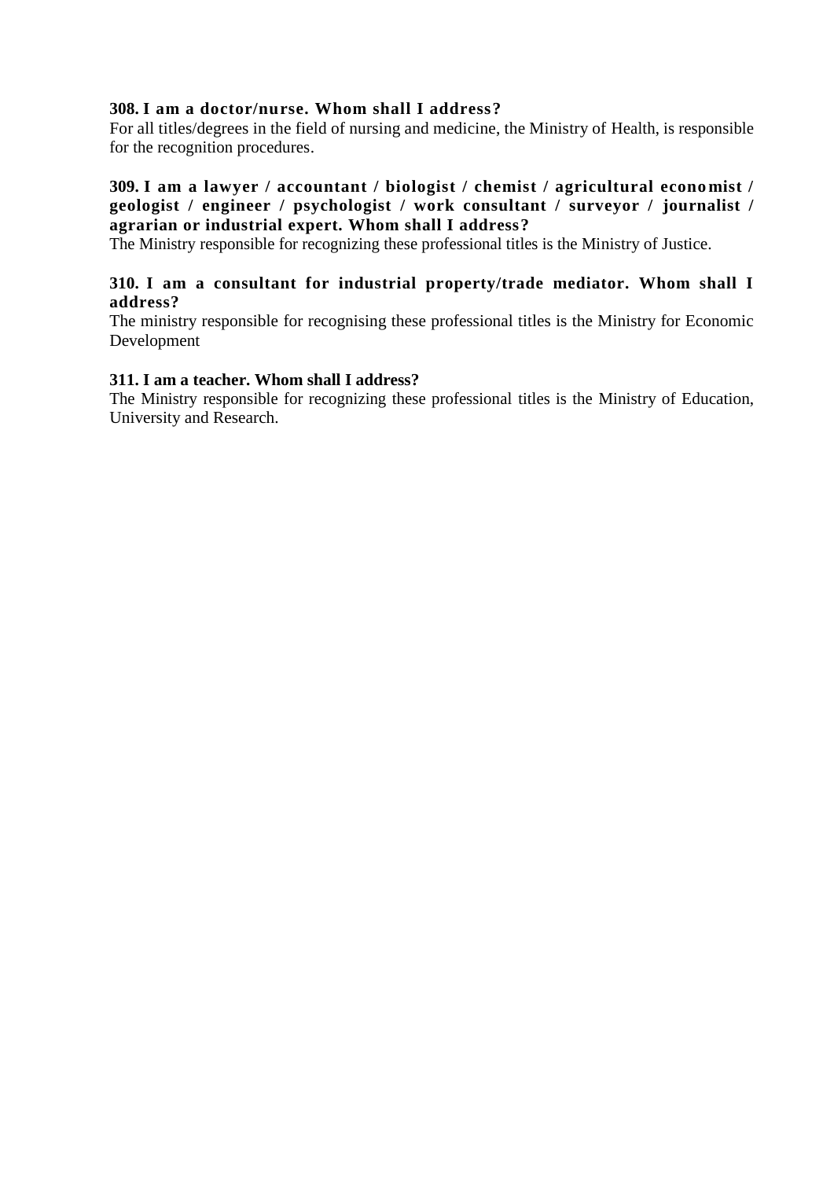**308. I am a doctor/nurse. Whom shall I address?**

For all titles/degrees in the field of nursing and medicine, the Ministry of Health, is responsible for the recognition procedures.

**309. I am a lawyer / accountant / biologist / chemist / agricultural economist / geologist / engineer / psychologist / work consultant / surveyor / journalist / agrarian or industrial expert. Whom shall I address?**

The Ministry responsible for recognizing these professional titles is the Ministry of Justice.

**310. I am a consultant for industrial property/trade mediator. Whom shall I address?**

The ministry responsible for recognising these professional titles is the Ministry for Economic Development

**311. I am a teacher. Whom shall I address?**

The Ministry responsible for recognizing these professional titles is the Ministry of Education, University and Research.